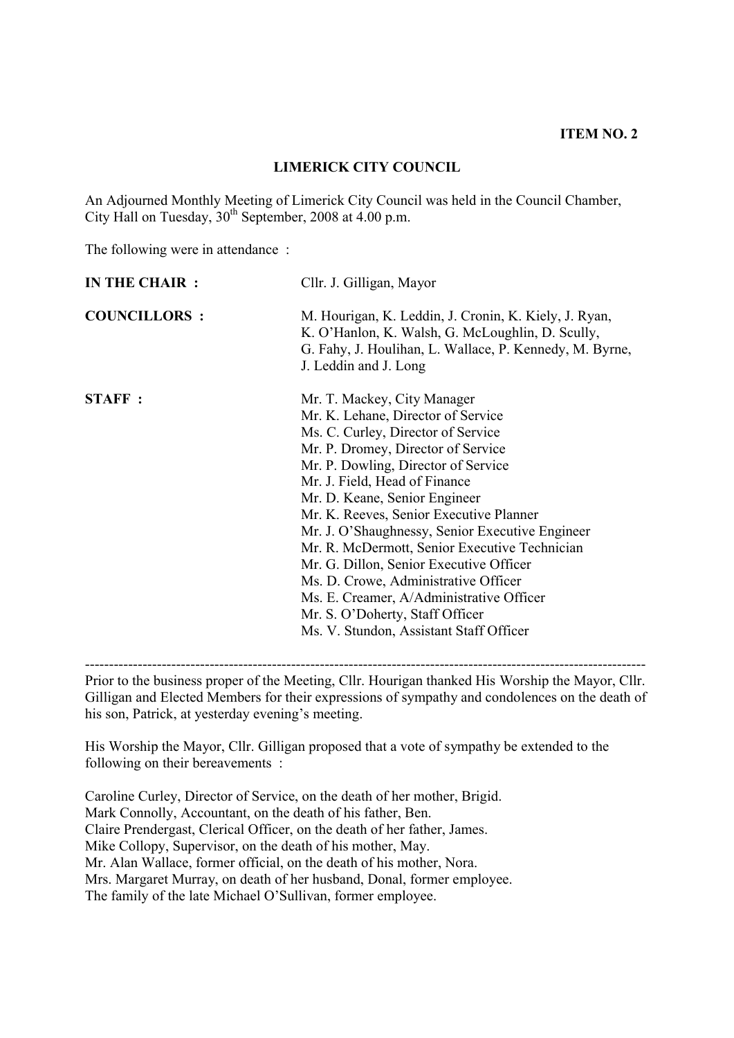**ITEM NO. 2**

## LIMERICK CITY COUNCIL

An Adjourned Monthly Meeting of Limerick City Council was held in the Council Chamber, City Hall on Tuesday, 30th September, 2008 at 4.00 p.m.

The following were in attendance :

**IN THE CHAIR :** Cllr. J. Gilligan, Mayor

**COUNCILLORS :** M. Hourigan, K. Leddin, J. Cronin, K. Kiely, J. Ryan, K. O'Hanlon, K. Walsh, G. McLoughlin, D. Scully, G. Fahy, J. Houlihan, L. Wallace, P. Kennedy, M. Byrne, J. Leddin and J. Long

**STAFF :**
Mr. T. Mackey, City Manager
Mr. K. Lehane, Director of Service
Ms. C. Curley, Director of Service
Mr. P. Dromey, Director of Service
Mr. P. Dowling, Director of Service
Mr. J. Field, Head of Finance
Mr. D. Keane, Senior Engineer
Mr. K. Reeves, Senior Executive Planner
Mr. J. O'Shaughnessy, Senior Executive Engineer
Mr. R. McDermott, Senior Executive Technician
Mr. G. Dillon, Senior Executive Officer
Ms. D. Crowe, Administrative Officer
Ms. E. Creamer, A/Administrative Officer
Mr. S. O'Doherty, Staff Officer
Ms. V. Stundon, Assistant Staff Officer

---

Prior to the business proper of the Meeting, Cllr. Hourigan thanked His Worship the Mayor, Cllr. Gilligan and Elected Members for their expressions of sympathy and condolences on the death of his son, Patrick, at yesterday evening's meeting.

His Worship the Mayor, Cllr. Gilligan proposed that a vote of sympathy be extended to the following on their bereavements :

Caroline Curley, Director of Service, on the death of her mother, Brigid.
Mark Connolly, Accountant, on the death of his father, Ben.
Claire Prendergast, Clerical Officer, on the death of her father, James.
Mike Collopy, Supervisor, on the death of his mother, May.
Mr. Alan Wallace, former official, on the death of his mother, Nora.
Mrs. Margaret Murray, on death of her husband, Donal, former employee.
The family of the late Michael O'Sullivan, former employee.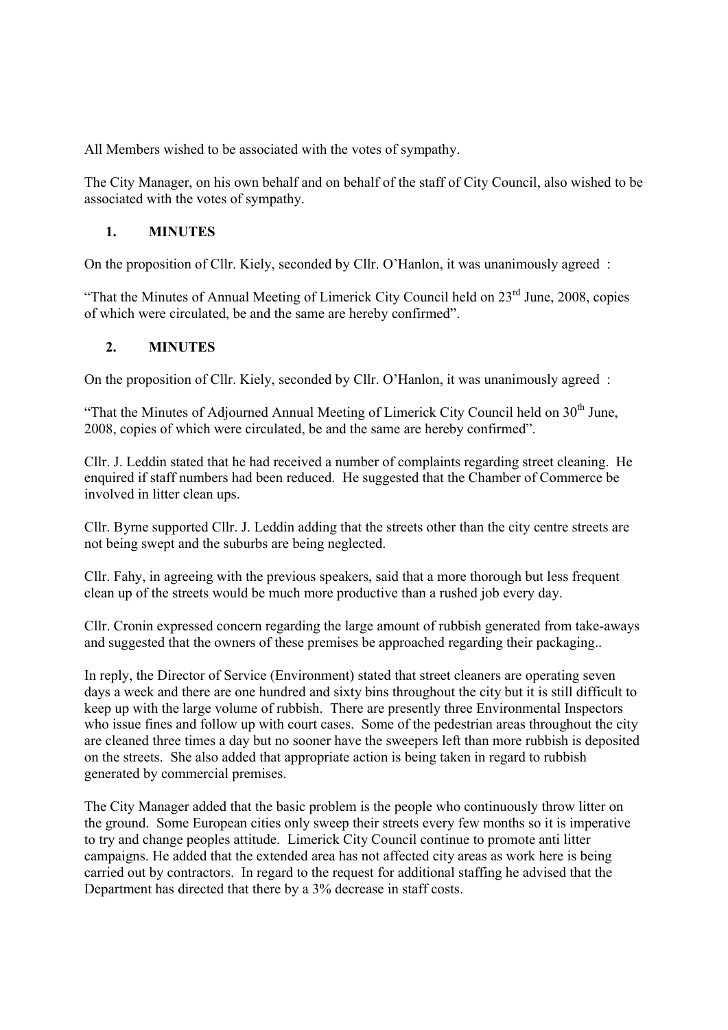All Members wished to be associated with the votes of sympathy.

The City Manager, on his own behalf and on behalf of the staff of City Council, also wished to be associated with the votes of sympathy.

## 1. MINUTES

On the proposition of Cllr. Kiely, seconded by Cllr. O'Hanlon, it was unanimously agreed :

"That the Minutes of Annual Meeting of Limerick City Council held on 23rd June, 2008, copies of which were circulated, be and the same are hereby confirmed".

## 2. MINUTES

On the proposition of Cllr. Kiely, seconded by Cllr. O'Hanlon, it was unanimously agreed :

"That the Minutes of Adjourned Annual Meeting of Limerick City Council held on 30th June, 2008, copies of which were circulated, be and the same are hereby confirmed".

Cllr. J. Leddin stated that he had received a number of complaints regarding street cleaning. He enquired if staff numbers had been reduced. He suggested that the Chamber of Commerce be involved in litter clean ups.

Cllr. Byrne supported Cllr. J. Leddin adding that the streets other than the city centre streets are not being swept and the suburbs are being neglected.

Cllr. Fahy, in agreeing with the previous speakers, said that a more thorough but less frequent clean up of the streets would be much more productive than a rushed job every day.

Cllr. Cronin expressed concern regarding the large amount of rubbish generated from take-aways and suggested that the owners of these premises be approached regarding their packaging..

In reply, the Director of Service (Environment) stated that street cleaners are operating seven days a week and there are one hundred and sixty bins throughout the city but it is still difficult to keep up with the large volume of rubbish. There are presently three Environmental Inspectors who issue fines and follow up with court cases. Some of the pedestrian areas throughout the city are cleaned three times a day but no sooner have the sweepers left than more rubbish is deposited on the streets. She also added that appropriate action is being taken in regard to rubbish generated by commercial premises.

The City Manager added that the basic problem is the people who continuously throw litter on the ground. Some European cities only sweep their streets every few months so it is imperative to try and change peoples attitude. Limerick City Council continue to promote anti litter campaigns. He added that the extended area has not affected city areas as work here is being carried out by contractors. In regard to the request for additional staffing he advised that the Department has directed that there by a 3% decrease in staff costs.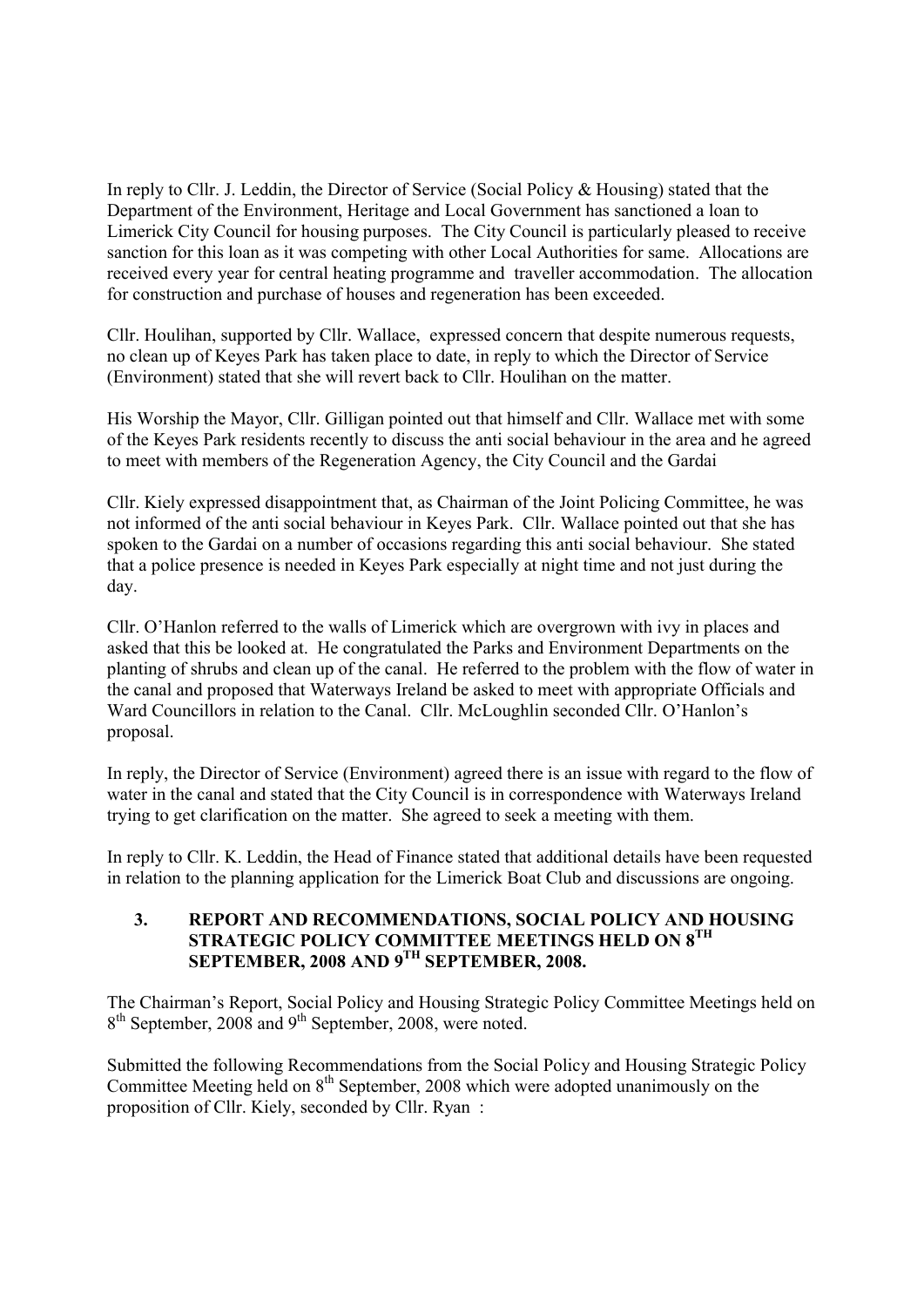In reply to Cllr. J. Leddin, the Director of Service (Social Policy & Housing) stated that the Department of the Environment, Heritage and Local Government has sanctioned a loan to Limerick City Council for housing purposes. The City Council is particularly pleased to receive sanction for this loan as it was competing with other Local Authorities for same. Allocations are received every year for central heating programme and traveller accommodation. The allocation for construction and purchase of houses and regeneration has been exceeded.

Cllr. Houlihan, supported by Cllr. Wallace, expressed concern that despite numerous requests, no clean up of Keyes Park has taken place to date, in reply to which the Director of Service (Environment) stated that she will revert back to Cllr. Houlihan on the matter.

His Worship the Mayor, Cllr. Gilligan pointed out that himself and Cllr. Wallace met with some of the Keyes Park residents recently to discuss the anti social behaviour in the area and he agreed to meet with members of the Regeneration Agency, the City Council and the Gardai

Cllr. Kiely expressed disappointment that, as Chairman of the Joint Policing Committee, he was not informed of the anti social behaviour in Keyes Park. Cllr. Wallace pointed out that she has spoken to the Gardai on a number of occasions regarding this anti social behaviour. She stated that a police presence is needed in Keyes Park especially at night time and not just during the day.

Cllr. O'Hanlon referred to the walls of Limerick which are overgrown with ivy in places and asked that this be looked at. He congratulated the Parks and Environment Departments on the planting of shrubs and clean up of the canal. He referred to the problem with the flow of water in the canal and proposed that Waterways Ireland be asked to meet with appropriate Officials and Ward Councillors in relation to the Canal. Cllr. McLoughlin seconded Cllr. O'Hanlon's proposal.

In reply, the Director of Service (Environment) agreed there is an issue with regard to the flow of water in the canal and stated that the City Council is in correspondence with Waterways Ireland trying to get clarification on the matter. She agreed to seek a meeting with them.

In reply to Cllr. K. Leddin, the Head of Finance stated that additional details have been requested in relation to the planning application for the Limerick Boat Club and discussions are ongoing.

## 3. REPORT AND RECOMMENDATIONS, SOCIAL POLICY AND HOUSING STRATEGIC POLICY COMMITTEE MEETINGS HELD ON 8TH SEPTEMBER, 2008 AND 9TH SEPTEMBER, 2008.

The Chairman's Report, Social Policy and Housing Strategic Policy Committee Meetings held on 8th September, 2008 and 9th September, 2008, were noted.

Submitted the following Recommendations from the Social Policy and Housing Strategic Policy Committee Meeting held on 8th September, 2008 which were adopted unanimously on the proposition of Cllr. Kiely, seconded by Cllr. Ryan :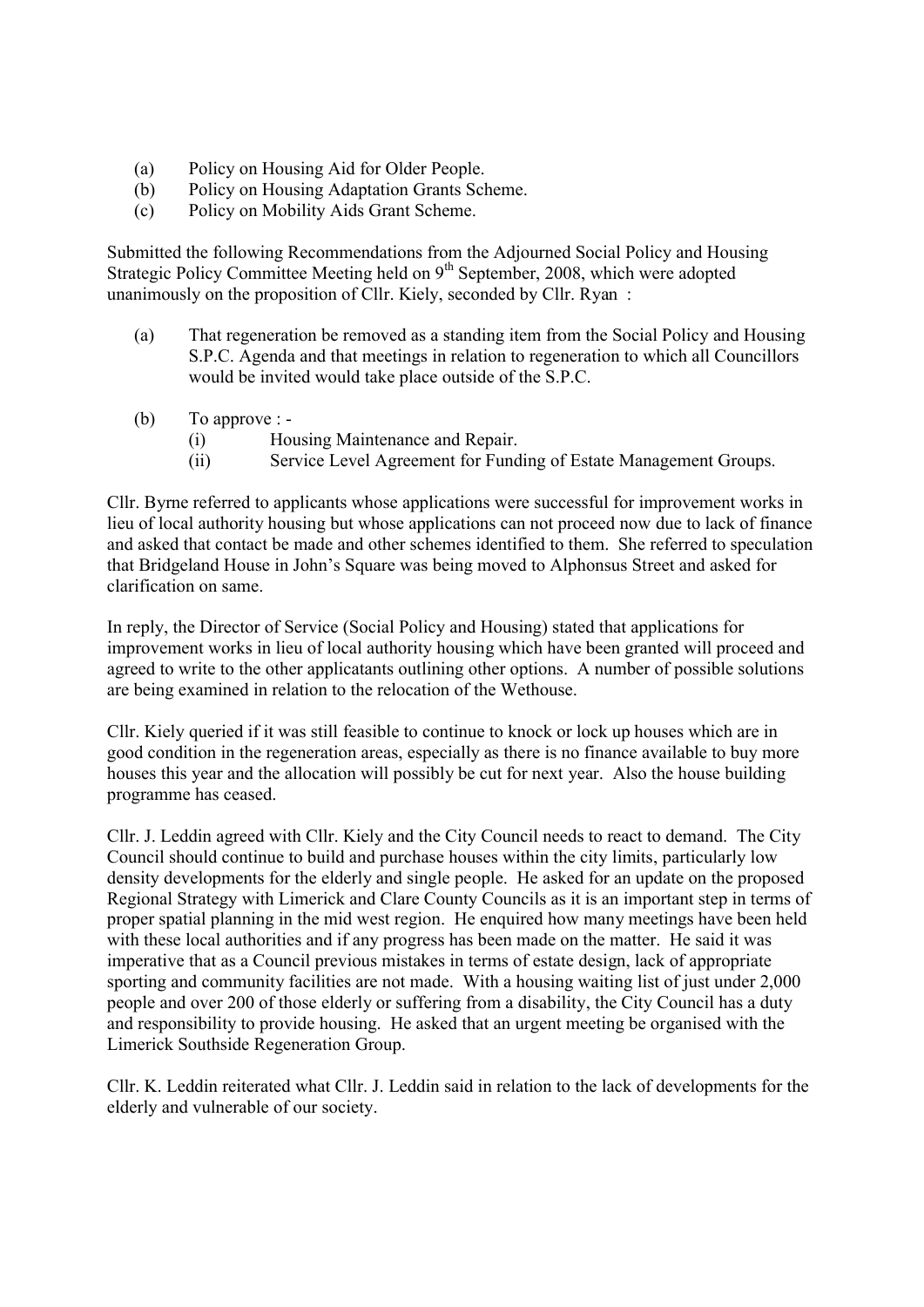(a) Policy on Housing Aid for Older People.
(b) Policy on Housing Adaptation Grants Scheme.
(c) Policy on Mobility Aids Grant Scheme.

Submitted the following Recommendations from the Adjourned Social Policy and Housing Strategic Policy Committee Meeting held on 9th September, 2008, which were adopted unanimously on the proposition of Cllr. Kiely, seconded by Cllr. Ryan :

(a) That regeneration be removed as a standing item from the Social Policy and Housing S.P.C. Agenda and that meetings in relation to regeneration to which all Councillors would be invited would take place outside of the S.P.C.

(b) To approve : -
   (i) Housing Maintenance and Repair.
   (ii) Service Level Agreement for Funding of Estate Management Groups.

Cllr. Byrne referred to applicants whose applications were successful for improvement works in lieu of local authority housing but whose applications can not proceed now due to lack of finance and asked that contact be made and other schemes identified to them. She referred to speculation that Bridgeland House in John's Square was being moved to Alphonsus Street and asked for clarification on same.

In reply, the Director of Service (Social Policy and Housing) stated that applications for improvement works in lieu of local authority housing which have been granted will proceed and agreed to write to the other applicatants outlining other options. A number of possible solutions are being examined in relation to the relocation of the Wethouse.

Cllr. Kiely queried if it was still feasible to continue to knock or lock up houses which are in good condition in the regeneration areas, especially as there is no finance available to buy more houses this year and the allocation will possibly be cut for next year. Also the house building programme has ceased.

Cllr. J. Leddin agreed with Cllr. Kiely and the City Council needs to react to demand. The City Council should continue to build and purchase houses within the city limits, particularly low density developments for the elderly and single people. He asked for an update on the proposed Regional Strategy with Limerick and Clare County Councils as it is an important step in terms of proper spatial planning in the mid west region. He enquired how many meetings have been held with these local authorities and if any progress has been made on the matter. He said it was imperative that as a Council previous mistakes in terms of estate design, lack of appropriate sporting and community facilities are not made. With a housing waiting list of just under 2,000 people and over 200 of those elderly or suffering from a disability, the City Council has a duty and responsibility to provide housing. He asked that an urgent meeting be organised with the Limerick Southside Regeneration Group.

Cllr. K. Leddin reiterated what Cllr. J. Leddin said in relation to the lack of developments for the elderly and vulnerable of our society.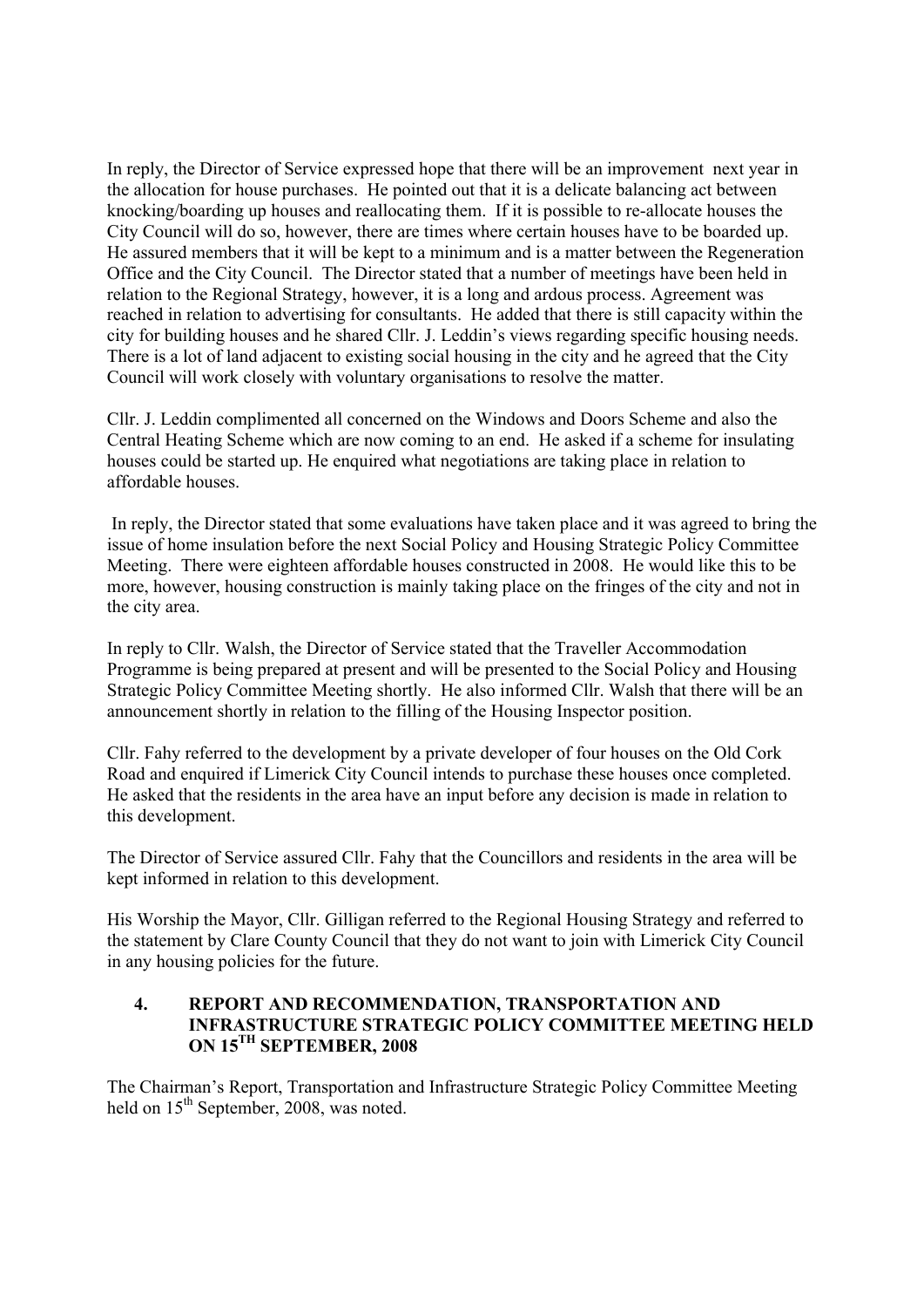In reply, the Director of Service expressed hope that there will be an improvement next year in the allocation for house purchases. He pointed out that it is a delicate balancing act between knocking/boarding up houses and reallocating them. If it is possible to re-allocate houses the City Council will do so, however, there are times where certain houses have to be boarded up. He assured members that it will be kept to a minimum and is a matter between the Regeneration Office and the City Council. The Director stated that a number of meetings have been held in relation to the Regional Strategy, however, it is a long and ardous process. Agreement was reached in relation to advertising for consultants. He added that there is still capacity within the city for building houses and he shared Cllr. J. Leddin's views regarding specific housing needs. There is a lot of land adjacent to existing social housing in the city and he agreed that the City Council will work closely with voluntary organisations to resolve the matter.

Cllr. J. Leddin complimented all concerned on the Windows and Doors Scheme and also the Central Heating Scheme which are now coming to an end. He asked if a scheme for insulating houses could be started up. He enquired what negotiations are taking place in relation to affordable houses.

In reply, the Director stated that some evaluations have taken place and it was agreed to bring the issue of home insulation before the next Social Policy and Housing Strategic Policy Committee Meeting. There were eighteen affordable houses constructed in 2008. He would like this to be more, however, housing construction is mainly taking place on the fringes of the city and not in the city area.

In reply to Cllr. Walsh, the Director of Service stated that the Traveller Accommodation Programme is being prepared at present and will be presented to the Social Policy and Housing Strategic Policy Committee Meeting shortly. He also informed Cllr. Walsh that there will be an announcement shortly in relation to the filling of the Housing Inspector position.

Cllr. Fahy referred to the development by a private developer of four houses on the Old Cork Road and enquired if Limerick City Council intends to purchase these houses once completed. He asked that the residents in the area have an input before any decision is made in relation to this development.

The Director of Service assured Cllr. Fahy that the Councillors and residents in the area will be kept informed in relation to this development.

His Worship the Mayor, Cllr. Gilligan referred to the Regional Housing Strategy and referred to the statement by Clare County Council that they do not want to join with Limerick City Council in any housing policies for the future.

## 4. REPORT AND RECOMMENDATION, TRANSPORTATION AND INFRASTRUCTURE STRATEGIC POLICY COMMITTEE MEETING HELD ON 15TH SEPTEMBER, 2008

The Chairman's Report, Transportation and Infrastructure Strategic Policy Committee Meeting held on 15th September, 2008, was noted.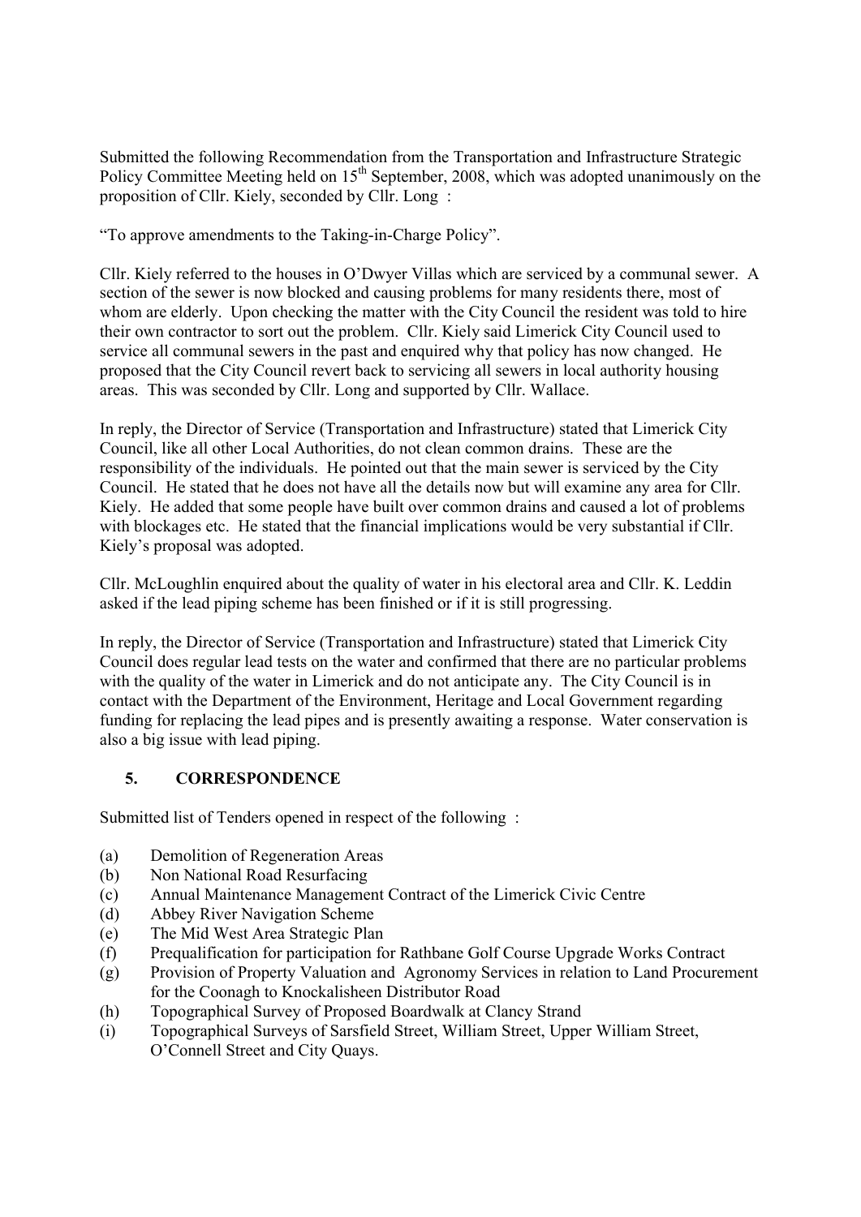Submitted the following Recommendation from the Transportation and Infrastructure Strategic Policy Committee Meeting held on 15th September, 2008, which was adopted unanimously on the proposition of Cllr. Kiely, seconded by Cllr. Long :

"To approve amendments to the Taking-in-Charge Policy".

Cllr. Kiely referred to the houses in O'Dwyer Villas which are serviced by a communal sewer. A section of the sewer is now blocked and causing problems for many residents there, most of whom are elderly. Upon checking the matter with the City Council the resident was told to hire their own contractor to sort out the problem. Cllr. Kiely said Limerick City Council used to service all communal sewers in the past and enquired why that policy has now changed. He proposed that the City Council revert back to servicing all sewers in local authority housing areas. This was seconded by Cllr. Long and supported by Cllr. Wallace.

In reply, the Director of Service (Transportation and Infrastructure) stated that Limerick City Council, like all other Local Authorities, do not clean common drains. These are the responsibility of the individuals. He pointed out that the main sewer is serviced by the City Council. He stated that he does not have all the details now but will examine any area for Cllr. Kiely. He added that some people have built over common drains and caused a lot of problems with blockages etc. He stated that the financial implications would be very substantial if Cllr. Kiely's proposal was adopted.

Cllr. McLoughlin enquired about the quality of water in his electoral area and Cllr. K. Leddin asked if the lead piping scheme has been finished or if it is still progressing.

In reply, the Director of Service (Transportation and Infrastructure) stated that Limerick City Council does regular lead tests on the water and confirmed that there are no particular problems with the quality of the water in Limerick and do not anticipate any. The City Council is in contact with the Department of the Environment, Heritage and Local Government regarding funding for replacing the lead pipes and is presently awaiting a response. Water conservation is also a big issue with lead piping.

## 5. CORRESPONDENCE

Submitted list of Tenders opened in respect of the following :

(a) Demolition of Regeneration Areas
(b) Non National Road Resurfacing
(c) Annual Maintenance Management Contract of the Limerick Civic Centre
(d) Abbey River Navigation Scheme
(e) The Mid West Area Strategic Plan
(f) Prequalification for participation for Rathbane Golf Course Upgrade Works Contract
(g) Provision of Property Valuation and Agronomy Services in relation to Land Procurement for the Coonagh to Knockalisheen Distributor Road
(h) Topographical Survey of Proposed Boardwalk at Clancy Strand
(i) Topographical Surveys of Sarsfield Street, William Street, Upper William Street, O'Connell Street and City Quays.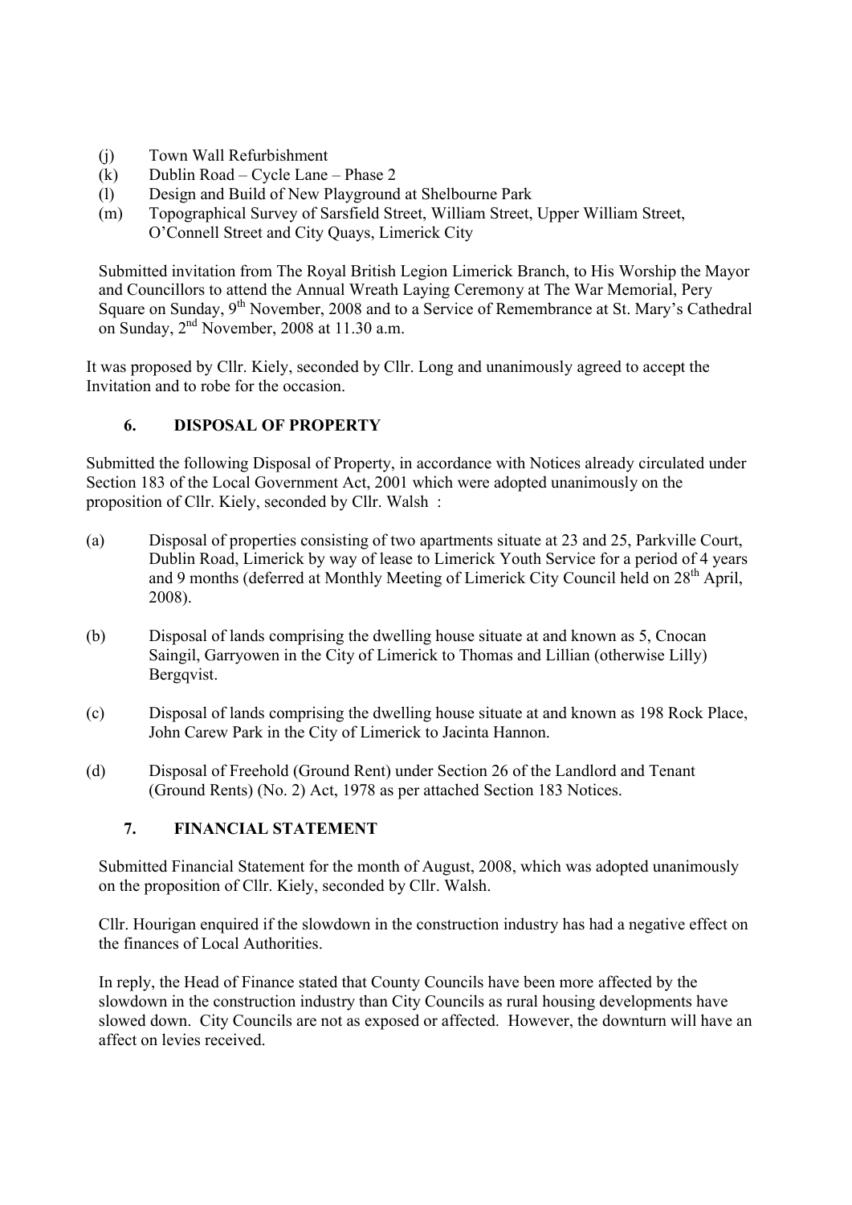(j) Town Wall Refurbishment
(k) Dublin Road – Cycle Lane – Phase 2
(l) Design and Build of New Playground at Shelbourne Park
(m) Topographical Survey of Sarsfield Street, William Street, Upper William Street, O'Connell Street and City Quays, Limerick City

Submitted invitation from The Royal British Legion Limerick Branch, to His Worship the Mayor and Councillors to attend the Annual Wreath Laying Ceremony at The War Memorial, Pery Square on Sunday, 9th November, 2008 and to a Service of Remembrance at St. Mary's Cathedral on Sunday, 2nd November, 2008 at 11.30 a.m.

It was proposed by Cllr. Kiely, seconded by Cllr. Long and unanimously agreed to accept the Invitation and to robe for the occasion.

## 6. DISPOSAL OF PROPERTY

Submitted the following Disposal of Property, in accordance with Notices already circulated under Section 183 of the Local Government Act, 2001 which were adopted unanimously on the proposition of Cllr. Kiely, seconded by Cllr. Walsh :

(a) Disposal of properties consisting of two apartments situate at 23 and 25, Parkville Court, Dublin Road, Limerick by way of lease to Limerick Youth Service for a period of 4 years and 9 months (deferred at Monthly Meeting of Limerick City Council held on 28th April, 2008).

(b) Disposal of lands comprising the dwelling house situate at and known as 5, Cnocan Saingil, Garryowen in the City of Limerick to Thomas and Lillian (otherwise Lilly) Bergqvist.

(c) Disposal of lands comprising the dwelling house situate at and known as 198 Rock Place, John Carew Park in the City of Limerick to Jacinta Hannon.

(d) Disposal of Freehold (Ground Rent) under Section 26 of the Landlord and Tenant (Ground Rents) (No. 2) Act, 1978 as per attached Section 183 Notices.

## 7. FINANCIAL STATEMENT

Submitted Financial Statement for the month of August, 2008, which was adopted unanimously on the proposition of Cllr. Kiely, seconded by Cllr. Walsh.

Cllr. Hourigan enquired if the slowdown in the construction industry has had a negative effect on the finances of Local Authorities.

In reply, the Head of Finance stated that County Councils have been more affected by the slowdown in the construction industry than City Councils as rural housing developments have slowed down. City Councils are not as exposed or affected. However, the downturn will have an affect on levies received.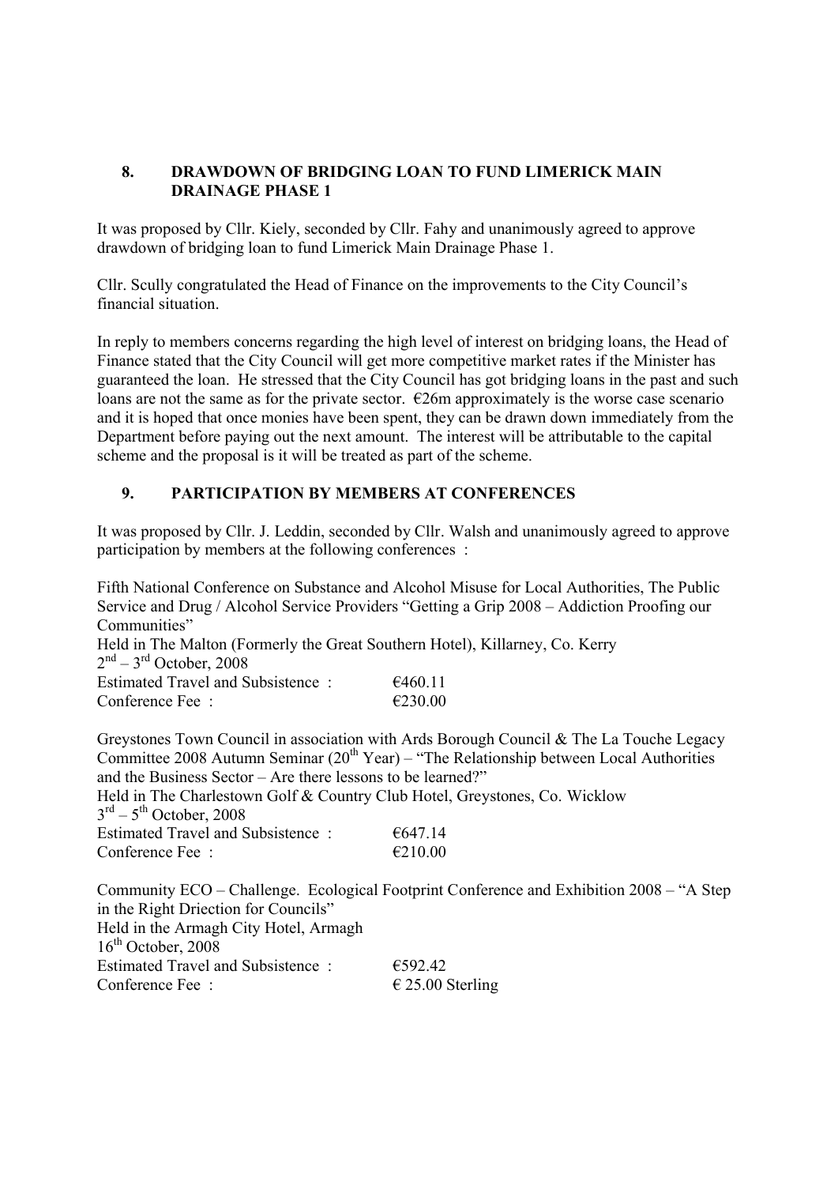## 8. DRAWDOWN OF BRIDGING LOAN TO FUND LIMERICK MAIN DRAINAGE PHASE 1

It was proposed by Cllr. Kiely, seconded by Cllr. Fahy and unanimously agreed to approve drawdown of bridging loan to fund Limerick Main Drainage Phase 1.

Cllr. Scully congratulated the Head of Finance on the improvements to the City Council's financial situation.

In reply to members concerns regarding the high level of interest on bridging loans, the Head of Finance stated that the City Council will get more competitive market rates if the Minister has guaranteed the loan. He stressed that the City Council has got bridging loans in the past and such loans are not the same as for the private sector. €26m approximately is the worse case scenario and it is hoped that once monies have been spent, they can be drawn down immediately from the Department before paying out the next amount. The interest will be attributable to the capital scheme and the proposal is it will be treated as part of the scheme.

## 9. PARTICIPATION BY MEMBERS AT CONFERENCES

It was proposed by Cllr. J. Leddin, seconded by Cllr. Walsh and unanimously agreed to approve participation by members at the following conferences :

Fifth National Conference on Substance and Alcohol Misuse for Local Authorities, The Public Service and Drug / Alcohol Service Providers "Getting a Grip 2008 – Addiction Proofing our Communities"
Held in The Malton (Formerly the Great Southern Hotel), Killarney, Co. Kerry
2nd – 3rd October, 2008

| | |
|---|---|
| Estimated Travel and Subsistence : | €460.11 |
| Conference Fee : | €230.00 |

Greystones Town Council in association with Ards Borough Council & The La Touche Legacy Committee 2008 Autumn Seminar (20th Year) – "The Relationship between Local Authorities and the Business Sector – Are there lessons to be learned?"
Held in The Charlestown Golf & Country Club Hotel, Greystones, Co. Wicklow
3rd – 5th October, 2008

| | |
|---|---|
| Estimated Travel and Subsistence : | €647.14 |
| Conference Fee : | €210.00 |

Community ECO – Challenge. Ecological Footprint Conference and Exhibition 2008 – "A Step in the Right Driection for Councils"
Held in the Armagh City Hotel, Armagh
16th October, 2008

| | |
|---|---|
| Estimated Travel and Subsistence : | €592.42 |
| Conference Fee : | € 25.00 Sterling |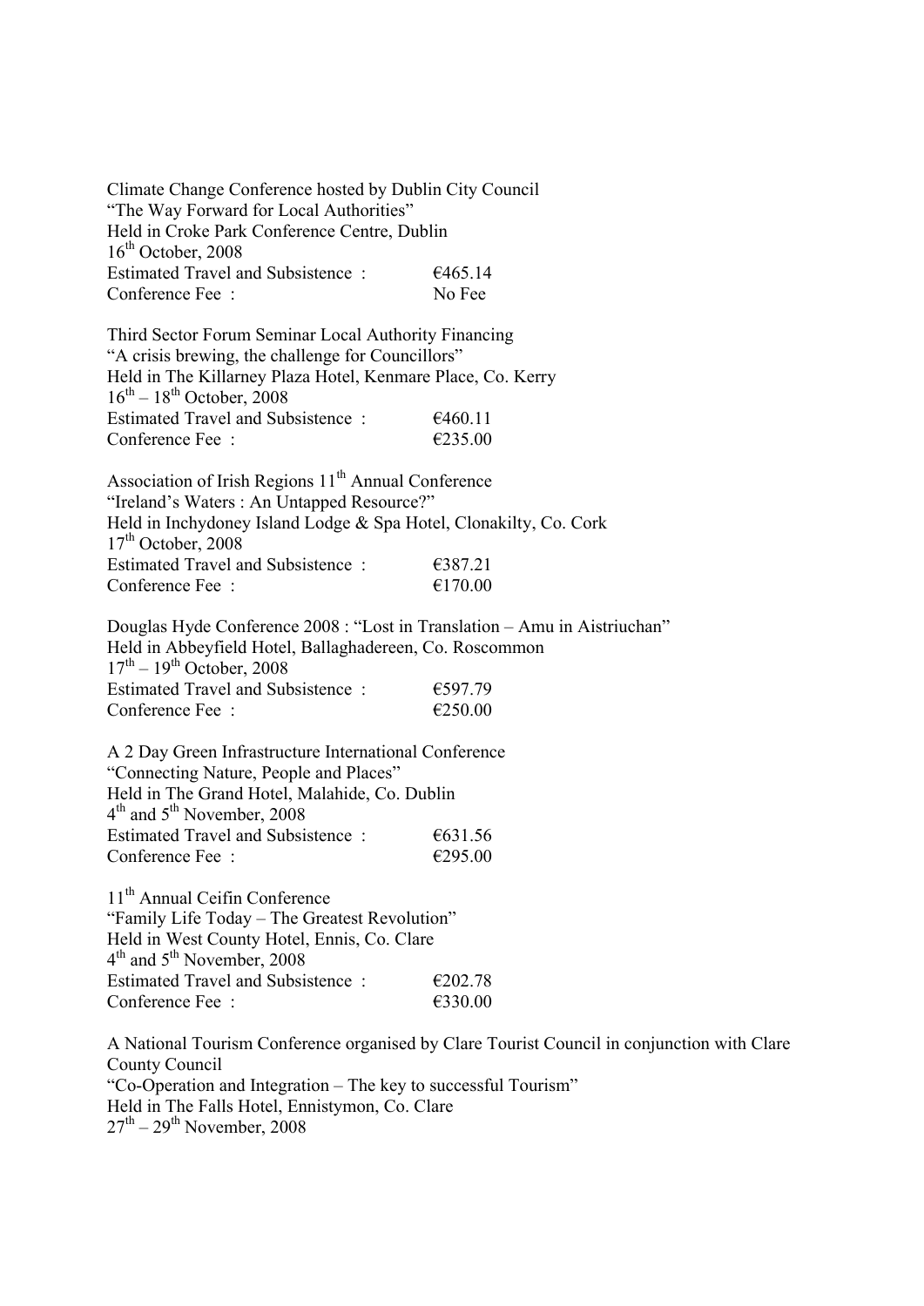Climate Change Conference hosted by Dublin City Council
"The Way Forward for Local Authorities"
Held in Croke Park Conference Centre, Dublin
16th October, 2008
Estimated Travel and Subsistence : €465.14
Conference Fee : No Fee

Third Sector Forum Seminar Local Authority Financing
"A crisis brewing, the challenge for Councillors"
Held in The Killarney Plaza Hotel, Kenmare Place, Co. Kerry
16th – 18th October, 2008
Estimated Travel and Subsistence : €460.11
Conference Fee : €235.00

Association of Irish Regions 11th Annual Conference
"Ireland's Waters : An Untapped Resource?"
Held in Inchydoney Island Lodge & Spa Hotel, Clonakilty, Co. Cork
17th October, 2008
Estimated Travel and Subsistence : €387.21
Conference Fee : €170.00

Douglas Hyde Conference 2008 : "Lost in Translation – Amu in Aistriuchan"
Held in Abbeyfield Hotel, Ballaghadereen, Co. Roscommon
17th – 19th October, 2008
Estimated Travel and Subsistence : €597.79
Conference Fee : €250.00

A 2 Day Green Infrastructure International Conference
"Connecting Nature, People and Places"
Held in The Grand Hotel, Malahide, Co. Dublin
4th and 5th November, 2008
Estimated Travel and Subsistence : €631.56
Conference Fee : €295.00

11th Annual Ceifin Conference
"Family Life Today – The Greatest Revolution"
Held in West County Hotel, Ennis, Co. Clare
4th and 5th November, 2008
Estimated Travel and Subsistence : €202.78
Conference Fee : €330.00

A National Tourism Conference organised by Clare Tourist Council in conjunction with Clare County Council
"Co-Operation and Integration – The key to successful Tourism"
Held in The Falls Hotel, Ennistymon, Co. Clare
27th – 29th November, 2008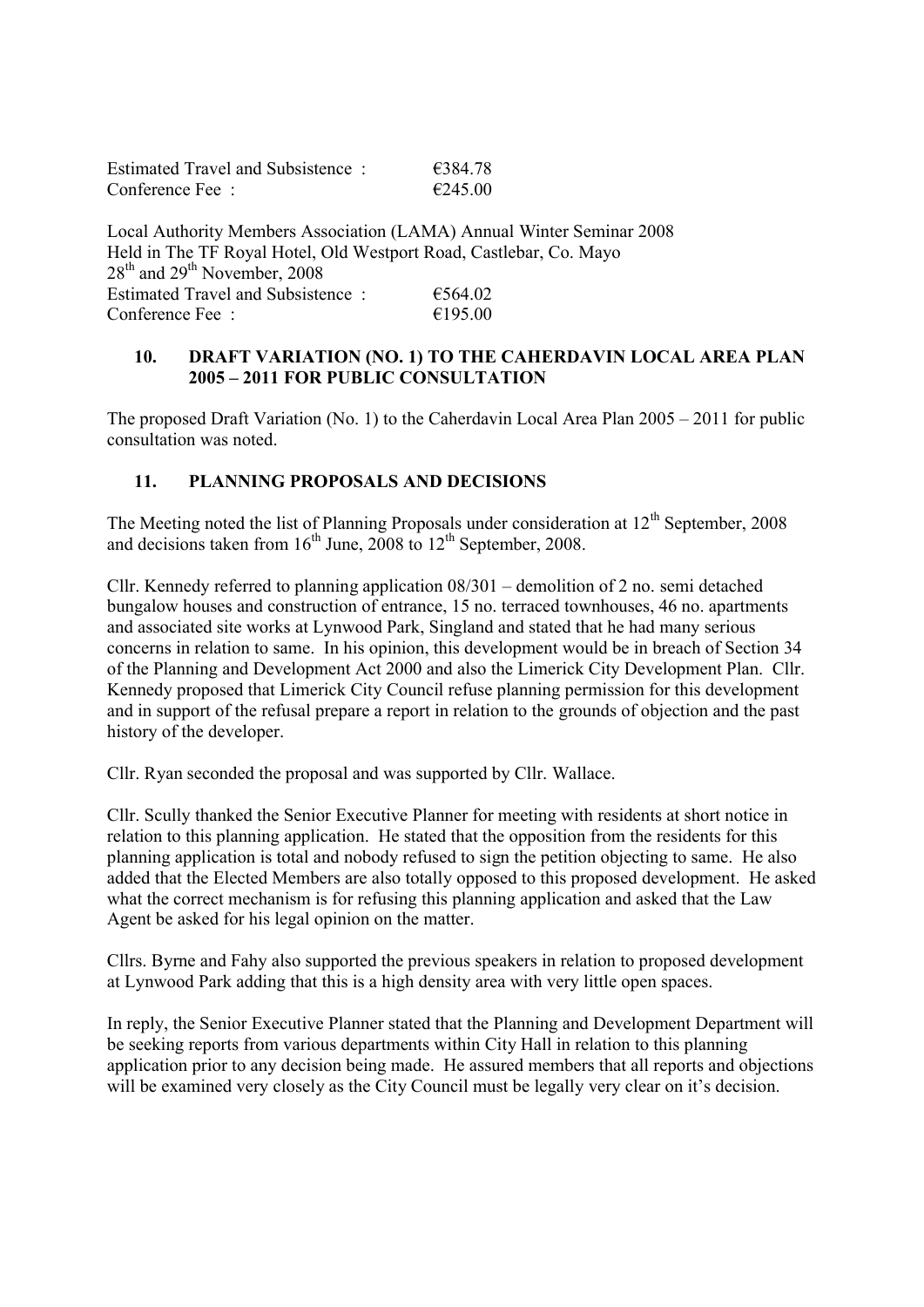| | |
|---|---|
| Estimated Travel and Subsistence : | €384.78 |
| Conference Fee : | €245.00 |

Local Authority Members Association (LAMA) Annual Winter Seminar 2008
Held in The TF Royal Hotel, Old Westport Road, Castlebar, Co. Mayo
28th and 29th November, 2008

| | |
|---|---|
| Estimated Travel and Subsistence : | €564.02 |
| Conference Fee : | €195.00 |

## 10. DRAFT VARIATION (NO. 1) TO THE CAHERDAVIN LOCAL AREA PLAN 2005 – 2011 FOR PUBLIC CONSULTATION

The proposed Draft Variation (No. 1) to the Caherdavin Local Area Plan 2005 – 2011 for public consultation was noted.

## 11. PLANNING PROPOSALS AND DECISIONS

The Meeting noted the list of Planning Proposals under consideration at 12th September, 2008 and decisions taken from 16th June, 2008 to 12th September, 2008.

Cllr. Kennedy referred to planning application 08/301 – demolition of 2 no. semi detached bungalow houses and construction of entrance, 15 no. terraced townhouses, 46 no. apartments and associated site works at Lynwood Park, Singland and stated that he had many serious concerns in relation to same. In his opinion, this development would be in breach of Section 34 of the Planning and Development Act 2000 and also the Limerick City Development Plan. Cllr. Kennedy proposed that Limerick City Council refuse planning permission for this development and in support of the refusal prepare a report in relation to the grounds of objection and the past history of the developer.

Cllr. Ryan seconded the proposal and was supported by Cllr. Wallace.

Cllr. Scully thanked the Senior Executive Planner for meeting with residents at short notice in relation to this planning application. He stated that the opposition from the residents for this planning application is total and nobody refused to sign the petition objecting to same. He also added that the Elected Members are also totally opposed to this proposed development. He asked what the correct mechanism is for refusing this planning application and asked that the Law Agent be asked for his legal opinion on the matter.

Cllrs. Byrne and Fahy also supported the previous speakers in relation to proposed development at Lynwood Park adding that this is a high density area with very little open spaces.

In reply, the Senior Executive Planner stated that the Planning and Development Department will be seeking reports from various departments within City Hall in relation to this planning application prior to any decision being made. He assured members that all reports and objections will be examined very closely as the City Council must be legally very clear on it's decision.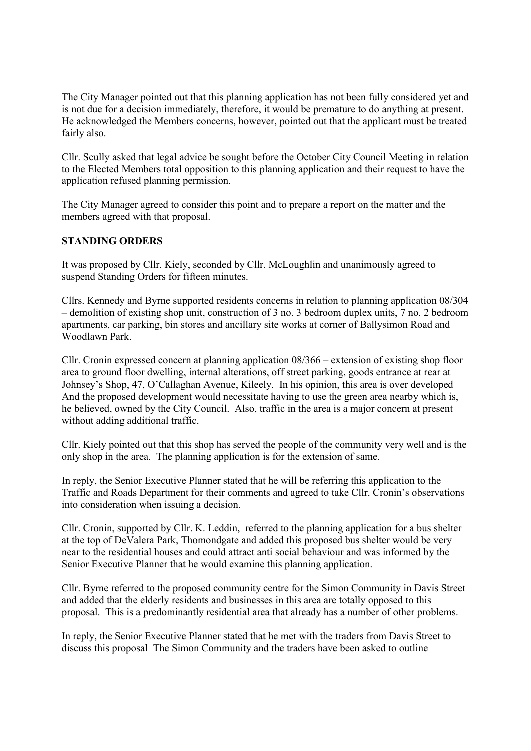The City Manager pointed out that this planning application has not been fully considered yet and is not due for a decision immediately, therefore, it would be premature to do anything at present. He acknowledged the Members concerns, however, pointed out that the applicant must be treated fairly also.

Cllr. Scully asked that legal advice be sought before the October City Council Meeting in relation to the Elected Members total opposition to this planning application and their request to have the application refused planning permission.

The City Manager agreed to consider this point and to prepare a report on the matter and the members agreed with that proposal.

**STANDING ORDERS**

It was proposed by Cllr. Kiely, seconded by Cllr. McLoughlin and unanimously agreed to suspend Standing Orders for fifteen minutes.

Cllrs. Kennedy and Byrne supported residents concerns in relation to planning application 08/304 – demolition of existing shop unit, construction of 3 no. 3 bedroom duplex units, 7 no. 2 bedroom apartments, car parking, bin stores and ancillary site works at corner of Ballysimon Road and Woodlawn Park.

Cllr. Cronin expressed concern at planning application 08/366 – extension of existing shop floor area to ground floor dwelling, internal alterations, off street parking, goods entrance at rear at Johnsey's Shop, 47, O'Callaghan Avenue, Kileely. In his opinion, this area is over developed And the proposed development would necessitate having to use the green area nearby which is, he believed, owned by the City Council. Also, traffic in the area is a major concern at present without adding additional traffic.

Cllr. Kiely pointed out that this shop has served the people of the community very well and is the only shop in the area. The planning application is for the extension of same.

In reply, the Senior Executive Planner stated that he will be referring this application to the Traffic and Roads Department for their comments and agreed to take Cllr. Cronin's observations into consideration when issuing a decision.

Cllr. Cronin, supported by Cllr. K. Leddin, referred to the planning application for a bus shelter at the top of DeValera Park, Thomondgate and added this proposed bus shelter would be very near to the residential houses and could attract anti social behaviour and was informed by the Senior Executive Planner that he would examine this planning application.

Cllr. Byrne referred to the proposed community centre for the Simon Community in Davis Street and added that the elderly residents and businesses in this area are totally opposed to this proposal. This is a predominantly residential area that already has a number of other problems.

In reply, the Senior Executive Planner stated that he met with the traders from Davis Street to discuss this proposal The Simon Community and the traders have been asked to outline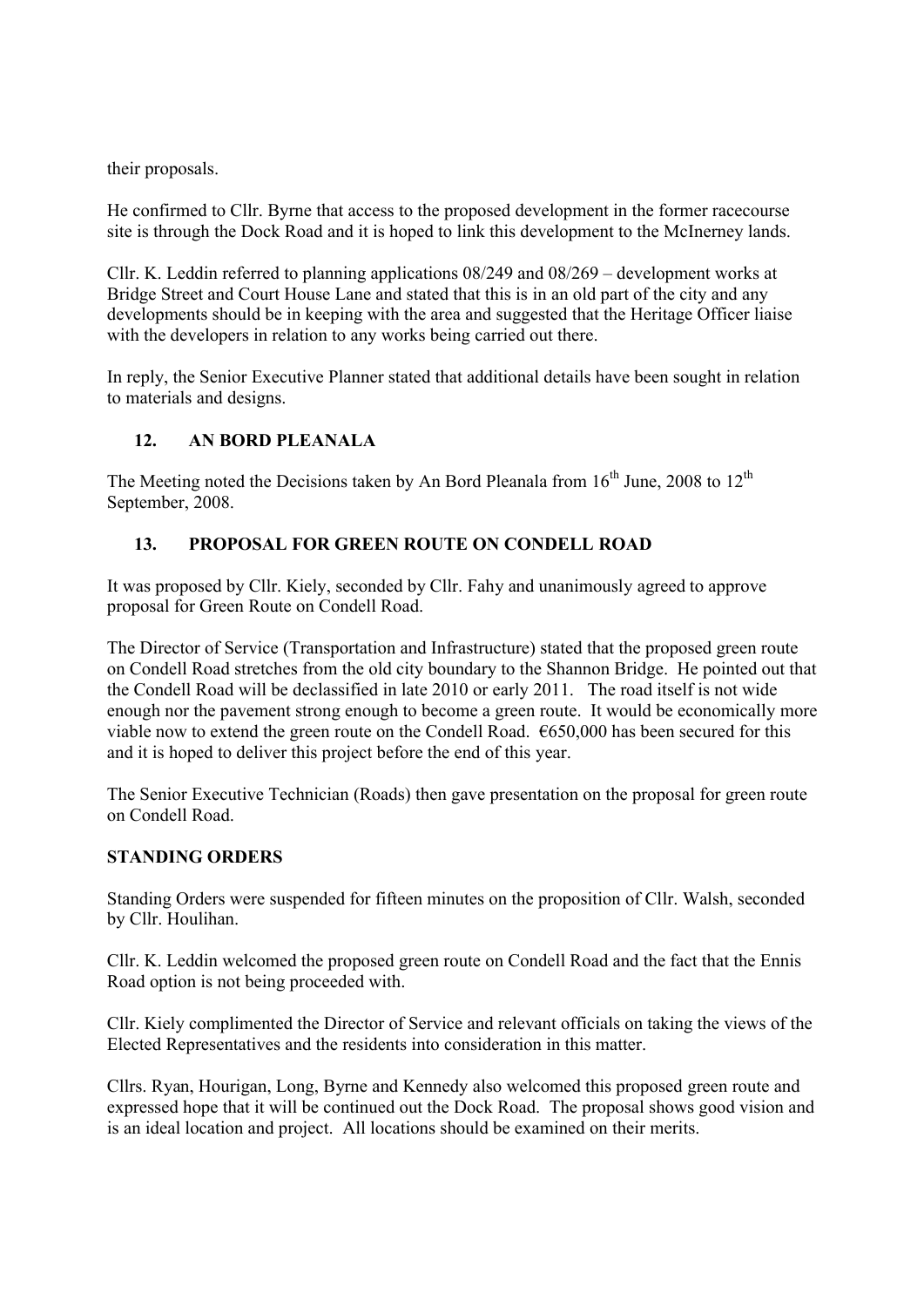their proposals.

He confirmed to Cllr. Byrne that access to the proposed development in the former racecourse site is through the Dock Road and it is hoped to link this development to the McInerney lands.

Cllr. K. Leddin referred to planning applications 08/249 and 08/269 – development works at Bridge Street and Court House Lane and stated that this is in an old part of the city and any developments should be in keeping with the area and suggested that the Heritage Officer liaise with the developers in relation to any works being carried out there.

In reply, the Senior Executive Planner stated that additional details have been sought in relation to materials and designs.

## 12. AN BORD PLEANALA

The Meeting noted the Decisions taken by An Bord Pleanala from 16th June, 2008 to 12th September, 2008.

## 13. PROPOSAL FOR GREEN ROUTE ON CONDELL ROAD

It was proposed by Cllr. Kiely, seconded by Cllr. Fahy and unanimously agreed to approve proposal for Green Route on Condell Road.

The Director of Service (Transportation and Infrastructure) stated that the proposed green route on Condell Road stretches from the old city boundary to the Shannon Bridge. He pointed out that the Condell Road will be declassified in late 2010 or early 2011. The road itself is not wide enough nor the pavement strong enough to become a green route. It would be economically more viable now to extend the green route on the Condell Road. €650,000 has been secured for this and it is hoped to deliver this project before the end of this year.

The Senior Executive Technician (Roads) then gave presentation on the proposal for green route on Condell Road.

## STANDING ORDERS

Standing Orders were suspended for fifteen minutes on the proposition of Cllr. Walsh, seconded by Cllr. Houlihan.

Cllr. K. Leddin welcomed the proposed green route on Condell Road and the fact that the Ennis Road option is not being proceeded with.

Cllr. Kiely complimented the Director of Service and relevant officials on taking the views of the Elected Representatives and the residents into consideration in this matter.

Cllrs. Ryan, Hourigan, Long, Byrne and Kennedy also welcomed this proposed green route and expressed hope that it will be continued out the Dock Road. The proposal shows good vision and is an ideal location and project. All locations should be examined on their merits.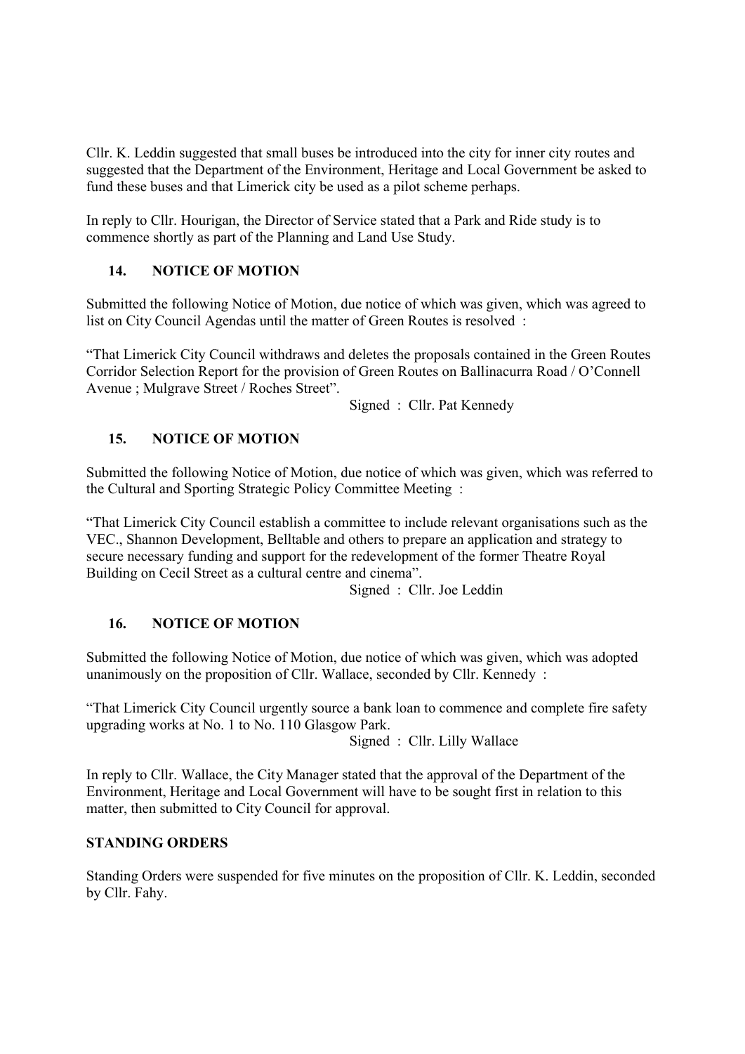Cllr. K. Leddin suggested that small buses be introduced into the city for inner city routes and suggested that the Department of the Environment, Heritage and Local Government be asked to fund these buses and that Limerick city be used as a pilot scheme perhaps.

In reply to Cllr. Hourigan, the Director of Service stated that a Park and Ride study is to commence shortly as part of the Planning and Land Use Study.

## 14. NOTICE OF MOTION

Submitted the following Notice of Motion, due notice of which was given, which was agreed to list on City Council Agendas until the matter of Green Routes is resolved :

"That Limerick City Council withdraws and deletes the proposals contained in the Green Routes Corridor Selection Report for the provision of Green Routes on Ballinacurra Road / O'Connell Avenue ; Mulgrave Street / Roches Street".

Signed : Cllr. Pat Kennedy

## 15. NOTICE OF MOTION

Submitted the following Notice of Motion, due notice of which was given, which was referred to the Cultural and Sporting Strategic Policy Committee Meeting :

"That Limerick City Council establish a committee to include relevant organisations such as the VEC., Shannon Development, Belltable and others to prepare an application and strategy to secure necessary funding and support for the redevelopment of the former Theatre Royal Building on Cecil Street as a cultural centre and cinema".

Signed : Cllr. Joe Leddin

## 16. NOTICE OF MOTION

Submitted the following Notice of Motion, due notice of which was given, which was adopted unanimously on the proposition of Cllr. Wallace, seconded by Cllr. Kennedy :

"That Limerick City Council urgently source a bank loan to commence and complete fire safety upgrading works at No. 1 to No. 110 Glasgow Park.

Signed : Cllr. Lilly Wallace

In reply to Cllr. Wallace, the City Manager stated that the approval of the Department of the Environment, Heritage and Local Government will have to be sought first in relation to this matter, then submitted to City Council for approval.

## STANDING ORDERS

Standing Orders were suspended for five minutes on the proposition of Cllr. K. Leddin, seconded by Cllr. Fahy.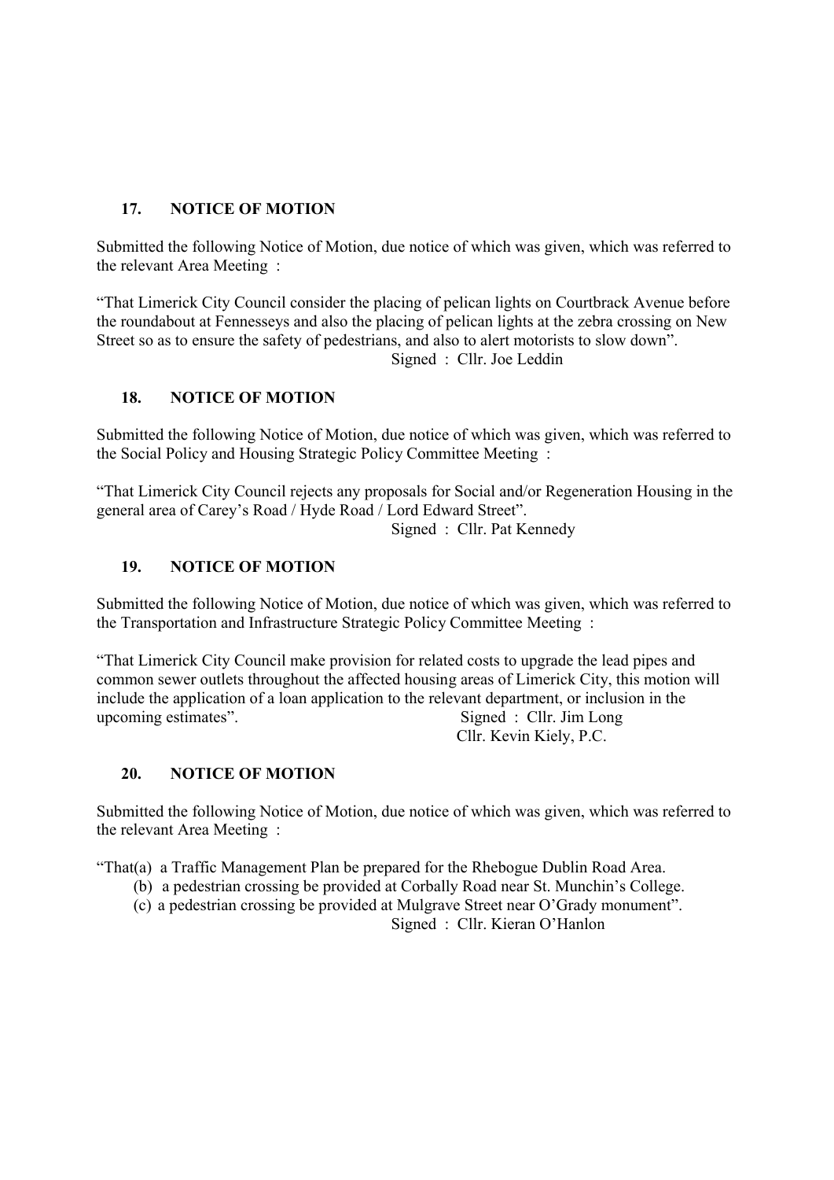## 17. NOTICE OF MOTION

Submitted the following Notice of Motion, due notice of which was given, which was referred to the relevant Area Meeting :

"That Limerick City Council consider the placing of pelican lights on Courtbrack Avenue before the roundabout at Fennesseys and also the placing of pelican lights at the zebra crossing on New Street so as to ensure the safety of pedestrians, and also to alert motorists to slow down".

Signed : Cllr. Joe Leddin

## 18. NOTICE OF MOTION

Submitted the following Notice of Motion, due notice of which was given, which was referred to the Social Policy and Housing Strategic Policy Committee Meeting :

"That Limerick City Council rejects any proposals for Social and/or Regeneration Housing in the general area of Carey's Road / Hyde Road / Lord Edward Street".

Signed : Cllr. Pat Kennedy

## 19. NOTICE OF MOTION

Submitted the following Notice of Motion, due notice of which was given, which was referred to the Transportation and Infrastructure Strategic Policy Committee Meeting :

"That Limerick City Council make provision for related costs to upgrade the lead pipes and common sewer outlets throughout the affected housing areas of Limerick City, this motion will include the application of a loan application to the relevant department, or inclusion in the upcoming estimates".

Signed : Cllr. Jim Long
Cllr. Kevin Kiely, P.C.

## 20. NOTICE OF MOTION

Submitted the following Notice of Motion, due notice of which was given, which was referred to the relevant Area Meeting :

"That(a) a Traffic Management Plan be prepared for the Rhebogue Dublin Road Area.

(b) a pedestrian crossing be provided at Corbally Road near St. Munchin's College.

(c) a pedestrian crossing be provided at Mulgrave Street near O'Grady monument".

Signed : Cllr. Kieran O'Hanlon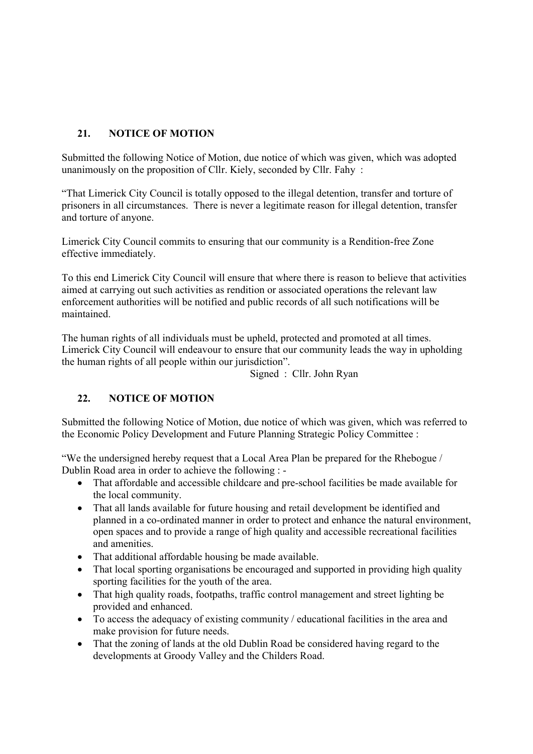## 21. NOTICE OF MOTION

Submitted the following Notice of Motion, due notice of which was given, which was adopted unanimously on the proposition of Cllr. Kiely, seconded by Cllr. Fahy :

"That Limerick City Council is totally opposed to the illegal detention, transfer and torture of prisoners in all circumstances. There is never a legitimate reason for illegal detention, transfer and torture of anyone.

Limerick City Council commits to ensuring that our community is a Rendition-free Zone effective immediately.

To this end Limerick City Council will ensure that where there is reason to believe that activities aimed at carrying out such activities as rendition or associated operations the relevant law enforcement authorities will be notified and public records of all such notifications will be maintained.

The human rights of all individuals must be upheld, protected and promoted at all times. Limerick City Council will endeavour to ensure that our community leads the way in upholding the human rights of all people within our jurisdiction".

Signed : Cllr. John Ryan

## 22. NOTICE OF MOTION

Submitted the following Notice of Motion, due notice of which was given, which was referred to the Economic Policy Development and Future Planning Strategic Policy Committee :

"We the undersigned hereby request that a Local Area Plan be prepared for the Rhebogue / Dublin Road area in order to achieve the following : -

- That affordable and accessible childcare and pre-school facilities be made available for the local community.
- That all lands available for future housing and retail development be identified and planned in a co-ordinated manner in order to protect and enhance the natural environment, open spaces and to provide a range of high quality and accessible recreational facilities and amenities.
- That additional affordable housing be made available.
- That local sporting organisations be encouraged and supported in providing high quality sporting facilities for the youth of the area.
- That high quality roads, footpaths, traffic control management and street lighting be provided and enhanced.
- To access the adequacy of existing community / educational facilities in the area and make provision for future needs.
- That the zoning of lands at the old Dublin Road be considered having regard to the developments at Groody Valley and the Childers Road.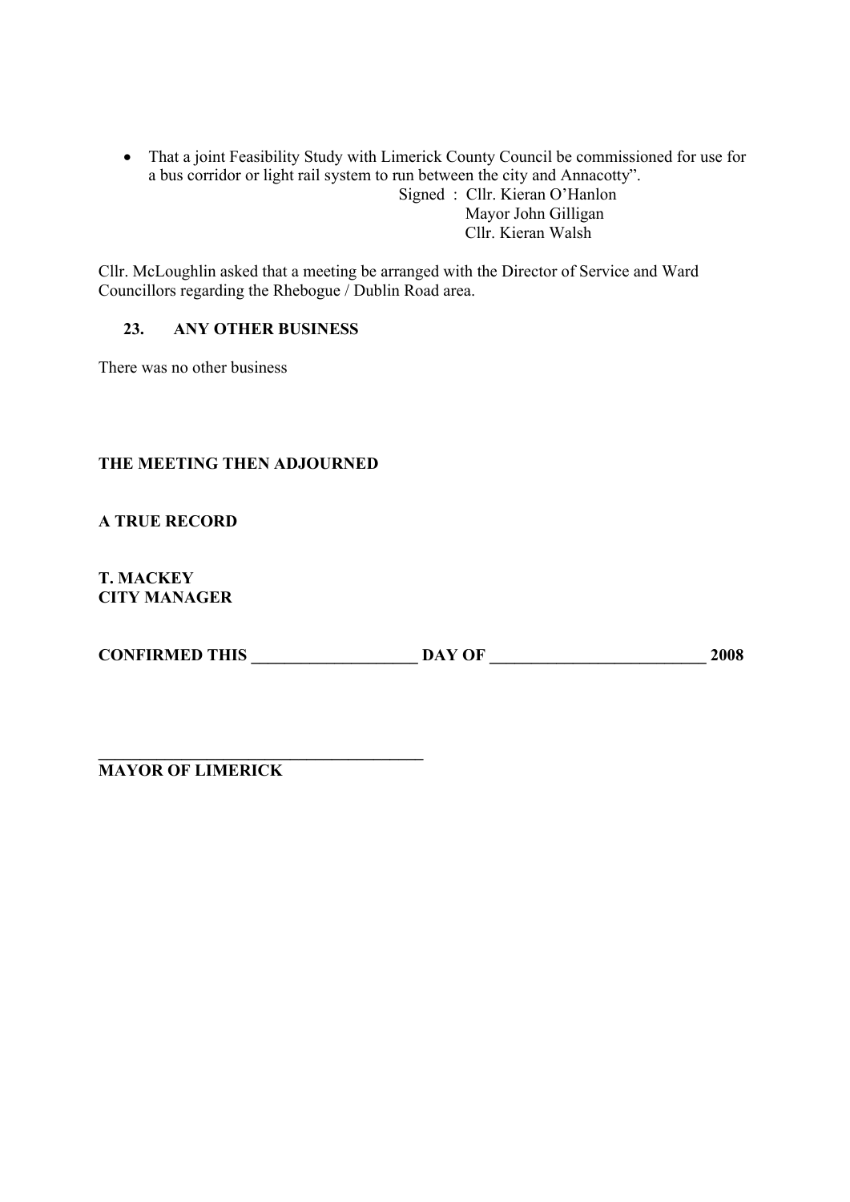- That a joint Feasibility Study with Limerick County Council be commissioned for use for a bus corridor or light rail system to run between the city and Annacotty".

Signed : Cllr. Kieran O'Hanlon
Mayor John Gilligan
Cllr. Kieran Walsh

Cllr. McLoughlin asked that a meeting be arranged with the Director of Service and Ward Councillors regarding the Rhebogue / Dublin Road area.

**23. ANY OTHER BUSINESS**

There was no other business

**THE MEETING THEN ADJOURNED**

**A TRUE RECORD**

**T. MACKEY**
**CITY MANAGER**

**CONFIRMED THIS ____________________ DAY OF __________________________ 2008**

**________________________________________**
**MAYOR OF LIMERICK**